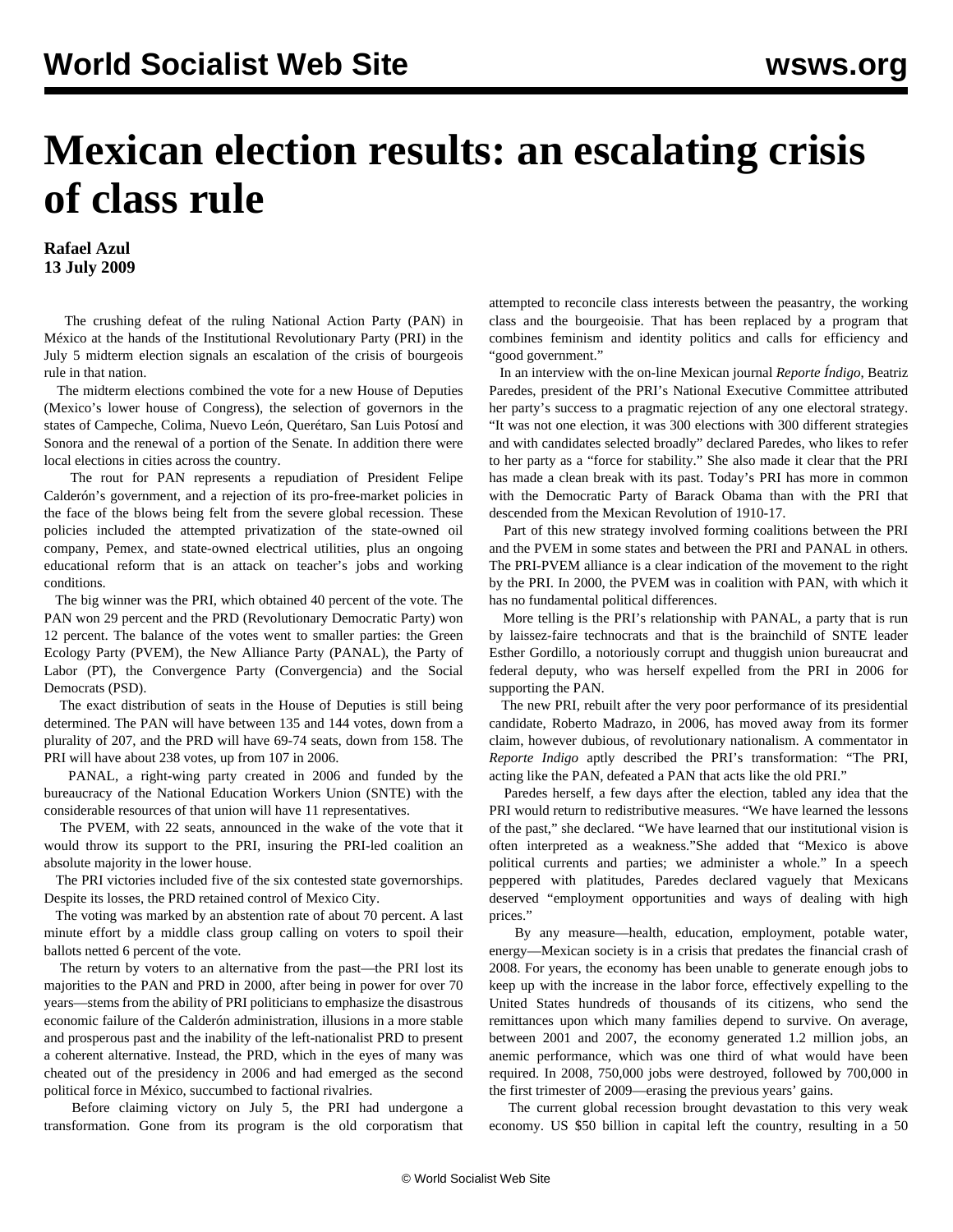# Mexican election results: an escalating crisis of class rule

**Rafael Azul**
**13 July 2009**

The crushing defeat of the ruling National Action Party (PAN) in México at the hands of the Institutional Revolutionary Party (PRI) in the July 5 midterm election signals an escalation of the crisis of bourgeois rule in that nation.

The midterm elections combined the vote for a new House of Deputies (Mexico's lower house of Congress), the selection of governors in the states of Campeche, Colima, Nuevo León, Querétaro, San Luis Potosí and Sonora and the renewal of a portion of the Senate. In addition there were local elections in cities across the country.

The rout for PAN represents a repudiation of President Felipe Calderón's government, and a rejection of its pro-free-market policies in the face of the blows being felt from the severe global recession. These policies included the attempted privatization of the state-owned oil company, Pemex, and state-owned electrical utilities, plus an ongoing educational reform that is an attack on teacher's jobs and working conditions.

The big winner was the PRI, which obtained 40 percent of the vote. The PAN won 29 percent and the PRD (Revolutionary Democratic Party) won 12 percent. The balance of the votes went to smaller parties: the Green Ecology Party (PVEM), the New Alliance Party (PANAL), the Party of Labor (PT), the Convergence Party (Convergencia) and the Social Democrats (PSD).

The exact distribution of seats in the House of Deputies is still being determined. The PAN will have between 135 and 144 votes, down from a plurality of 207, and the PRD will have 69-74 seats, down from 158. The PRI will have about 238 votes, up from 107 in 2006.

PANAL, a right-wing party created in 2006 and funded by the bureaucracy of the National Education Workers Union (SNTE) with the considerable resources of that union will have 11 representatives.

The PVEM, with 22 seats, announced in the wake of the vote that it would throw its support to the PRI, insuring the PRI-led coalition an absolute majority in the lower house.

The PRI victories included five of the six contested state governorships. Despite its losses, the PRD retained control of Mexico City.

The voting was marked by an abstention rate of about 70 percent. A last minute effort by a middle class group calling on voters to spoil their ballots netted 6 percent of the vote.

The return by voters to an alternative from the past—the PRI lost its majorities to the PAN and PRD in 2000, after being in power for over 70 years—stems from the ability of PRI politicians to emphasize the disastrous economic failure of the Calderón administration, illusions in a more stable and prosperous past and the inability of the left-nationalist PRD to present a coherent alternative. Instead, the PRD, which in the eyes of many was cheated out of the presidency in 2006 and had emerged as the second political force in México, succumbed to factional rivalries.

Before claiming victory on July 5, the PRI had undergone a transformation. Gone from its program is the old corporatism that attempted to reconcile class interests between the peasantry, the working class and the bourgeoisie. That has been replaced by a program that combines feminism and identity politics and calls for efficiency and "good government."

In an interview with the on-line Mexican journal *Reporte Índigo*, Beatriz Paredes, president of the PRI's National Executive Committee attributed her party's success to a pragmatic rejection of any one electoral strategy. "It was not one election, it was 300 elections with 300 different strategies and with candidates selected broadly" declared Paredes, who likes to refer to her party as a "force for stability." She also made it clear that the PRI has made a clean break with its past. Today's PRI has more in common with the Democratic Party of Barack Obama than with the PRI that descended from the Mexican Revolution of 1910-17.

Part of this new strategy involved forming coalitions between the PRI and the PVEM in some states and between the PRI and PANAL in others. The PRI-PVEM alliance is a clear indication of the movement to the right by the PRI. In 2000, the PVEM was in coalition with PAN, with which it has no fundamental political differences.

More telling is the PRI's relationship with PANAL, a party that is run by laissez-faire technocrats and that is the brainchild of SNTE leader Esther Gordillo, a notoriously corrupt and thuggish union bureaucrat and federal deputy, who was herself expelled from the PRI in 2006 for supporting the PAN.

The new PRI, rebuilt after the very poor performance of its presidential candidate, Roberto Madrazo, in 2006, has moved away from its former claim, however dubious, of revolutionary nationalism. A commentator in *Reporte Indigo* aptly described the PRI's transformation: "The PRI, acting like the PAN, defeated a PAN that acts like the old PRI."

Paredes herself, a few days after the election, tabled any idea that the PRI would return to redistributive measures. "We have learned the lessons of the past," she declared. "We have learned that our institutional vision is often interpreted as a weakness."She added that "Mexico is above political currents and parties; we administer a whole." In a speech peppered with platitudes, Paredes declared vaguely that Mexicans deserved "employment opportunities and ways of dealing with high prices."

By any measure—health, education, employment, potable water, energy—Mexican society is in a crisis that predates the financial crash of 2008. For years, the economy has been unable to generate enough jobs to keep up with the increase in the labor force, effectively expelling to the United States hundreds of thousands of its citizens, who send the remittances upon which many families depend to survive. On average, between 2001 and 2007, the economy generated 1.2 million jobs, an anemic performance, which was one third of what would have been required. In 2008, 750,000 jobs were destroyed, followed by 700,000 in the first trimester of 2009—erasing the previous years' gains.

The current global recession brought devastation to this very weak economy. US $50 billion in capital left the country, resulting in a 50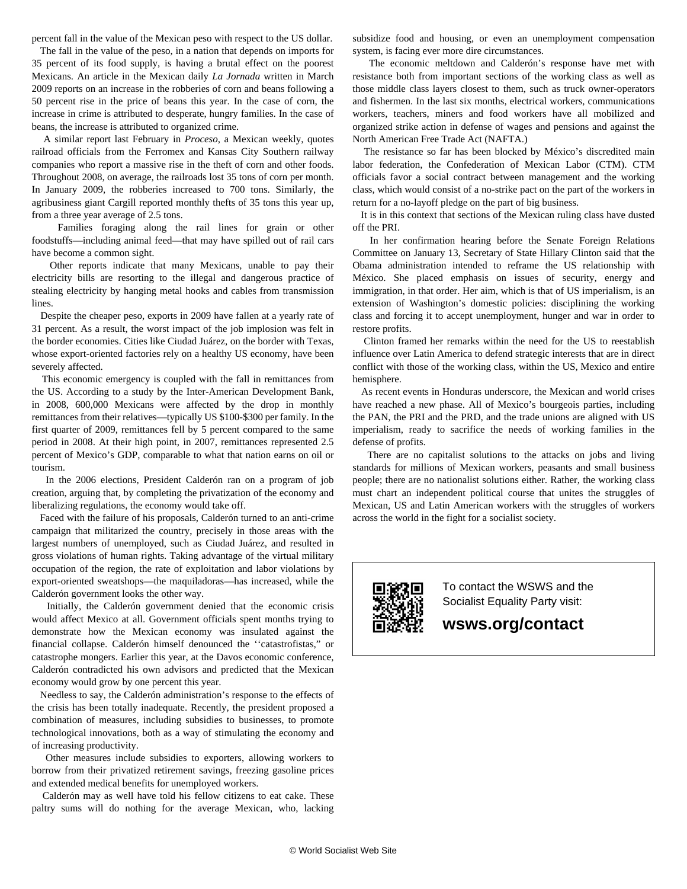percent fall in the value of the Mexican peso with respect to the US dollar.

The fall in the value of the peso, in a nation that depends on imports for 35 percent of its food supply, is having a brutal effect on the poorest Mexicans. An article in the Mexican daily *La Jornada* written in March 2009 reports on an increase in the robberies of corn and beans following a 50 percent rise in the price of beans this year. In the case of corn, the increase in crime is attributed to desperate, hungry families. In the case of beans, the increase is attributed to organized crime.

A similar report last February in *Proceso*, a Mexican weekly, quotes railroad officials from the Ferromex and Kansas City Southern railway companies who report a massive rise in the theft of corn and other foods. Throughout 2008, on average, the railroads lost 35 tons of corn per month. In January 2009, the robberies increased to 700 tons. Similarly, the agribusiness giant Cargill reported monthly thefts of 35 tons this year up, from a three year average of 2.5 tons.

Families foraging along the rail lines for grain or other foodstuffs—including animal feed—that may have spilled out of rail cars have become a common sight.

Other reports indicate that many Mexicans, unable to pay their electricity bills are resorting to the illegal and dangerous practice of stealing electricity by hanging metal hooks and cables from transmission lines.

Despite the cheaper peso, exports in 2009 have fallen at a yearly rate of 31 percent. As a result, the worst impact of the job implosion was felt in the border economies. Cities like Ciudad Juárez, on the border with Texas, whose export-oriented factories rely on a healthy US economy, have been severely affected.

This economic emergency is coupled with the fall in remittances from the US. According to a study by the Inter-American Development Bank, in 2008, 600,000 Mexicans were affected by the drop in monthly remittances from their relatives—typically US $100-$300 per family. In the first quarter of 2009, remittances fell by 5 percent compared to the same period in 2008. At their high point, in 2007, remittances represented 2.5 percent of Mexico's GDP, comparable to what that nation earns on oil or tourism.

In the 2006 elections, President Calderón ran on a program of job creation, arguing that, by completing the privatization of the economy and liberalizing regulations, the economy would take off.

Faced with the failure of his proposals, Calderón turned to an anti-crime campaign that militarized the country, precisely in those areas with the largest numbers of unemployed, such as Ciudad Juárez, and resulted in gross violations of human rights. Taking advantage of the virtual military occupation of the region, the rate of exploitation and labor violations by export-oriented sweatshops—the maquiladoras—has increased, while the Calderón government looks the other way.

Initially, the Calderón government denied that the economic crisis would affect Mexico at all. Government officials spent months trying to demonstrate how the Mexican economy was insulated against the financial collapse. Calderón himself denounced the ''catastrofistas," or catastrophe mongers. Earlier this year, at the Davos economic conference, Calderón contradicted his own advisors and predicted that the Mexican economy would grow by one percent this year.

Needless to say, the Calderón administration's response to the effects of the crisis has been totally inadequate. Recently, the president proposed a combination of measures, including subsidies to businesses, to promote technological innovations, both as a way of stimulating the economy and of increasing productivity.

Other measures include subsidies to exporters, allowing workers to borrow from their privatized retirement savings, freezing gasoline prices and extended medical benefits for unemployed workers.

Calderón may as well have told his fellow citizens to eat cake. These paltry sums will do nothing for the average Mexican, who, lacking subsidize food and housing, or even an unemployment compensation system, is facing ever more dire circumstances.

The economic meltdown and Calderón's response have met with resistance both from important sections of the working class as well as those middle class layers closest to them, such as truck owner-operators and fishermen. In the last six months, electrical workers, communications workers, teachers, miners and food workers have all mobilized and organized strike action in defense of wages and pensions and against the North American Free Trade Act (NAFTA.)

The resistance so far has been blocked by México's discredited main labor federation, the Confederation of Mexican Labor (CTM). CTM officials favor a social contract between management and the working class, which would consist of a no-strike pact on the part of the workers in return for a no-layoff pledge on the part of big business.

It is in this context that sections of the Mexican ruling class have dusted off the PRI.

In her confirmation hearing before the Senate Foreign Relations Committee on January 13, Secretary of State Hillary Clinton said that the Obama administration intended to reframe the US relationship with México. She placed emphasis on issues of security, energy and immigration, in that order. Her aim, which is that of US imperialism, is an extension of Washington's domestic policies: disciplining the working class and forcing it to accept unemployment, hunger and war in order to restore profits.

Clinton framed her remarks within the need for the US to reestablish influence over Latin America to defend strategic interests that are in direct conflict with those of the working class, within the US, Mexico and entire hemisphere.

As recent events in Honduras underscore, the Mexican and world crises have reached a new phase. All of Mexico's bourgeois parties, including the PAN, the PRI and the PRD, and the trade unions are aligned with US imperialism, ready to sacrifice the needs of working families in the defense of profits.

There are no capitalist solutions to the attacks on jobs and living standards for millions of Mexican workers, peasants and small business people; there are no nationalist solutions either. Rather, the working class must chart an independent political course that unites the struggles of Mexican, US and Latin American workers with the struggles of workers across the world in the fight for a socialist society.

To contact the WSWS and the Socialist Equality Party visit:

**wsws.org/contact**